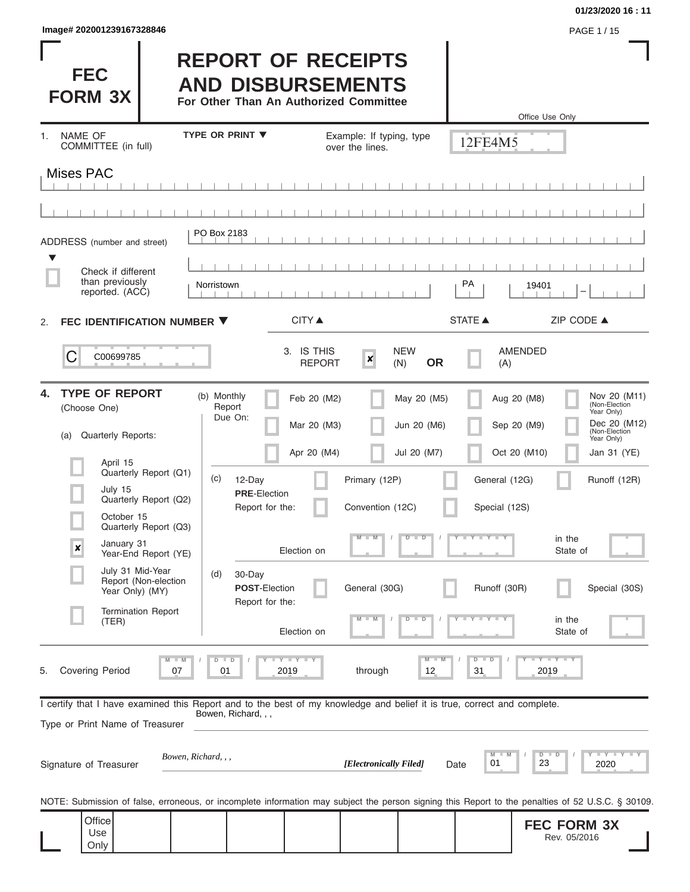01/23/2020 16 : 11

Image# 202001239167328846

# FEC FORM 3X

# REPORT OF RECEIPTS AND DISBURSEMENTS

**For Other Than An Authorized Committee**

Office Use Only

12FE4M5

1. NAME OF COMMITTEE (in full) — TYPE OR PRINT ▼ — Example: If typing, type over the lines.

Mises PAC

ADDRESS (number and street): PO Box 2183

☐ Check if different than previously reported. (ACC)

Norristown — PA — 19401

CITY ▲ STATE ▲ ZIP CODE ▲

2. **FEC IDENTIFICATION NUMBER** ▼

C00699785

3. IS THIS REPORT ☒ NEW (N) **OR** ☐ AMENDED (A)

**4. TYPE OF REPORT** (Choose One)

(a) Quarterly Reports:

- ☐ April 15 Quarterly Report (Q1)
- ☐ July 15 Quarterly Report (Q2)
- ☐ October 15 Quarterly Report (Q3)
- ☒ January 31 Year-End Report (YE)
- ☐ July 31 Mid-Year Report (Non-election Year Only) (MY)
- ☐ Termination Report (TER)

(b) Monthly Report Due On:

| | | | |
|---|---|---|---|
| ☐ Feb 20 (M2) | ☐ May 20 (M5) | ☐ Aug 20 (M8) | ☐ Nov 20 (M11) (Non-Election Year Only) |
| ☐ Mar 20 (M3) | ☐ Jun 20 (M6) | ☐ Sep 20 (M9) | ☐ Dec 20 (M12) (Non-Election Year Only) |
| ☐ Apr 20 (M4) | ☐ Jul 20 (M7) | ☐ Oct 20 (M10) | ☐ Jan 31 (YE) |

(c) 12-Day **PRE**-Election Report for the: ☐ Primary (12P) ☐ General (12G) ☐ Runoff (12R) ☐ Convention (12C) ☐ Special (12S)

Election on MM / DD / YYYY in the State of

(d) 30-Day **POST**-Election Report for the: ☐ General (30G) ☐ Runoff (30R) ☐ Special (30S)

Election on MM / DD / YYYY in the State of

5. Covering Period 07 / 01 / 2019 through 12 / 31 / 2019

I certify that I have examined this Report and to the best of my knowledge and belief it is true, correct and complete.

Type or Print Name of Treasurer: Bowen, Richard, , ,

Signature of Treasurer: *Bowen, Richard, , ,* *[Electronically Filed]* Date 01 / 23 / 2020

NOTE: Submission of false, erroneous, or incomplete information may subject the person signing this Report to the penalties of 52 U.S.C. § 30109.

Office Use Only

**FEC FORM 3X** Rev. 05/2016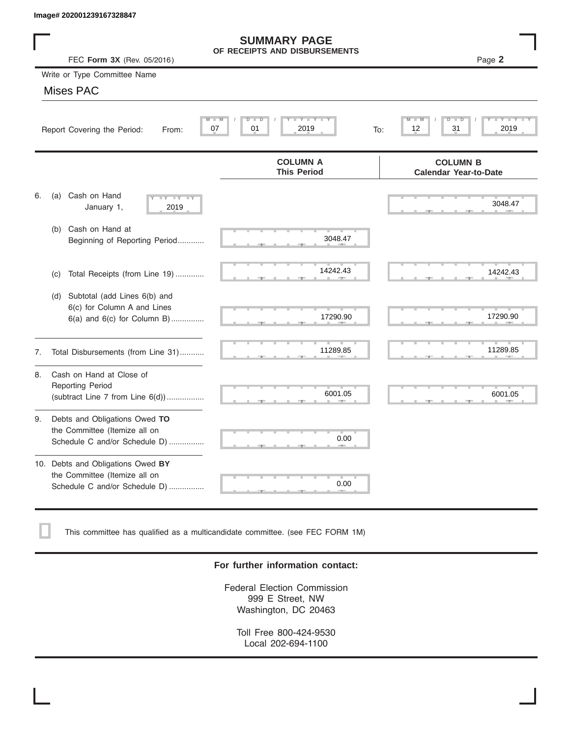Image# 202001239167328847

# SUMMARY PAGE
## OF RECEIPTS AND DISBURSEMENTS

FEC **Form 3X** (Rev. 05/2016)

Page **2**

Write or Type Committee Name

Mises PAC

Report Covering the Period: From: 07 / 01 / 2019 To: 12 / 31 / 2019

| | | COLUMN A This Period | COLUMN B Calendar Year-to-Date |
|---|---|---|---|
| 6. | (a) Cash on Hand January 1, 2019 | | 3048.47 |
| | (b) Cash on Hand at Beginning of Reporting Period............ | 3048.47 | |
| | (c) Total Receipts (from Line 19)............. | 14242.43 | 14242.43 |
| | (d) Subtotal (add Lines 6(b) and 6(c) for Column A and Lines 6(a) and 6(c) for Column B)............... | 17290.90 | 17290.90 |
| 7. | Total Disbursements (from Line 31)........... | 11289.85 | 11289.85 |
| 8. | Cash on Hand at Close of Reporting Period (subtract Line 7 from Line 6(d))................. | 6001.05 | 6001.05 |
| 9. | Debts and Obligations Owed **TO** the Committee (Itemize all on Schedule C and/or Schedule D)................ | 0.00 | |
| 10. | Debts and Obligations Owed **BY** the Committee (Itemize all on Schedule C and/or Schedule D)................ | 0.00 | |

☐ This committee has qualified as a multicandidate committee. (see FEC FORM 1M)

**For further information contact:**

Federal Election Commission
999 E Street, NW
Washington, DC 20463

Toll Free 800-424-9530
Local 202-694-1100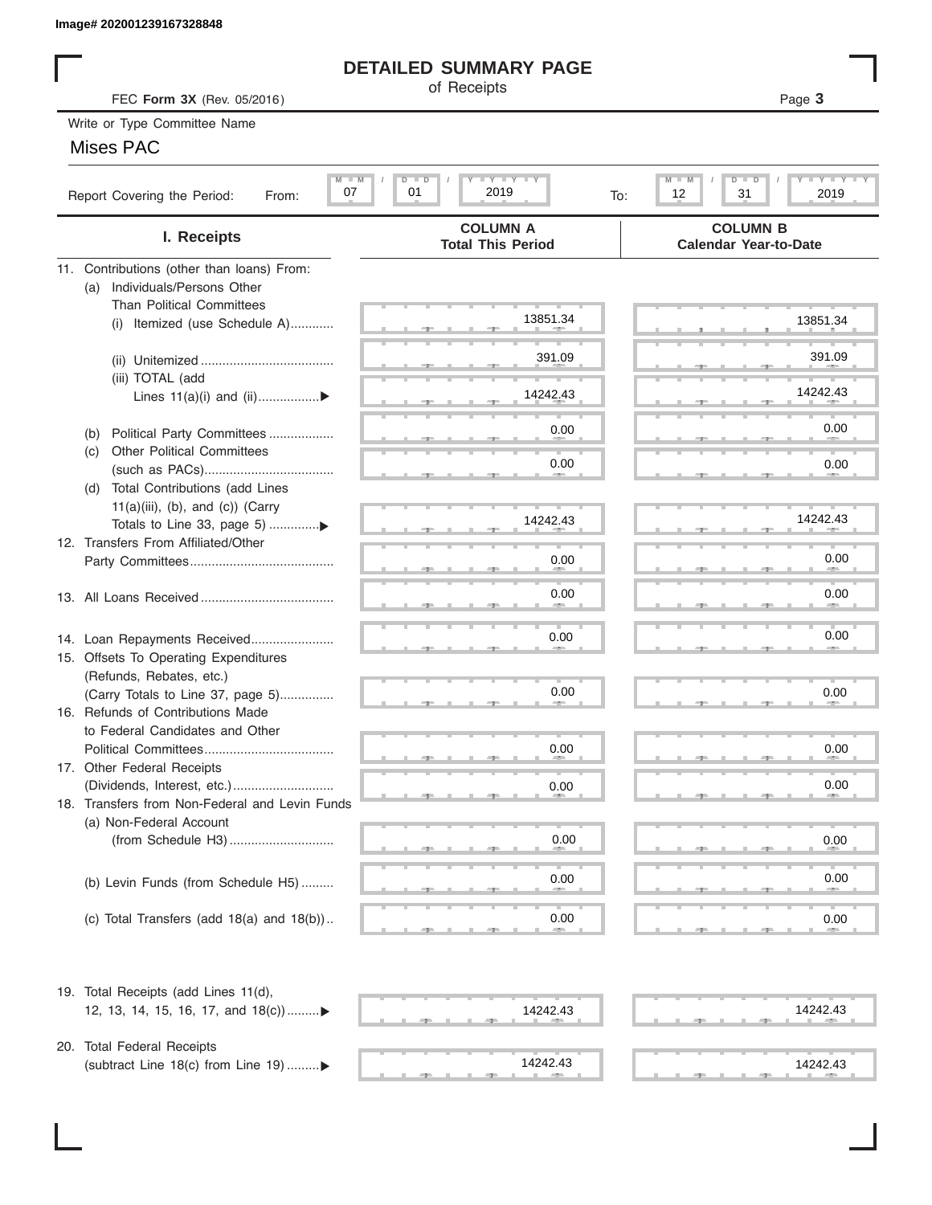Image# 202001239167328848

# DETAILED SUMMARY PAGE

of Receipts

FEC **Form 3X** (Rev. 05/2016)

Write or Type Committee Name

Mises PAC

Report Covering the Period: From: 07 / 01 / 2019 To: 12 / 31 / 2019

| I. Receipts | COLUMN A Total This Period | COLUMN B Calendar Year-to-Date |
|---|---|---|
| 11. Contributions (other than loans) From: | | |
| (a) Individuals/Persons Other Than Political Committees | | |
| (i) Itemized (use Schedule A) | 13851.34 | 13851.34 |
| (ii) Unitemized | 391.09 | 391.09 |
| (iii) TOTAL (add Lines 11(a)(i) and (ii) | 14242.43 | 14242.43 |
| (b) Political Party Committees | 0.00 | 0.00 |
| (c) Other Political Committees (such as PACs) | 0.00 | 0.00 |
| (d) Total Contributions (add Lines 11(a)(iii), (b), and (c)) (Carry Totals to Line 33, page 5) | 14242.43 | 14242.43 |
| 12. Transfers From Affiliated/Other Party Committees | 0.00 | 0.00 |
| 13. All Loans Received | 0.00 | 0.00 |
| 14. Loan Repayments Received | 0.00 | 0.00 |
| 15. Offsets To Operating Expenditures (Refunds, Rebates, etc.) (Carry Totals to Line 37, page 5) | 0.00 | 0.00 |
| 16. Refunds of Contributions Made to Federal Candidates and Other Political Committees | 0.00 | 0.00 |
| 17. Other Federal Receipts (Dividends, Interest, etc.) | 0.00 | 0.00 |
| 18. Transfers from Non-Federal and Levin Funds | | |
| (a) Non-Federal Account (from Schedule H3) | 0.00 | 0.00 |
| (b) Levin Funds (from Schedule H5) | 0.00 | 0.00 |
| (c) Total Transfers (add 18(a) and 18(b)) | 0.00 | 0.00 |
| 19. Total Receipts (add Lines 11(d), 12, 13, 14, 15, 16, 17, and 18(c)) | 14242.43 | 14242.43 |
| 20. Total Federal Receipts (subtract Line 18(c) from Line 19) | 14242.43 | 14242.43 |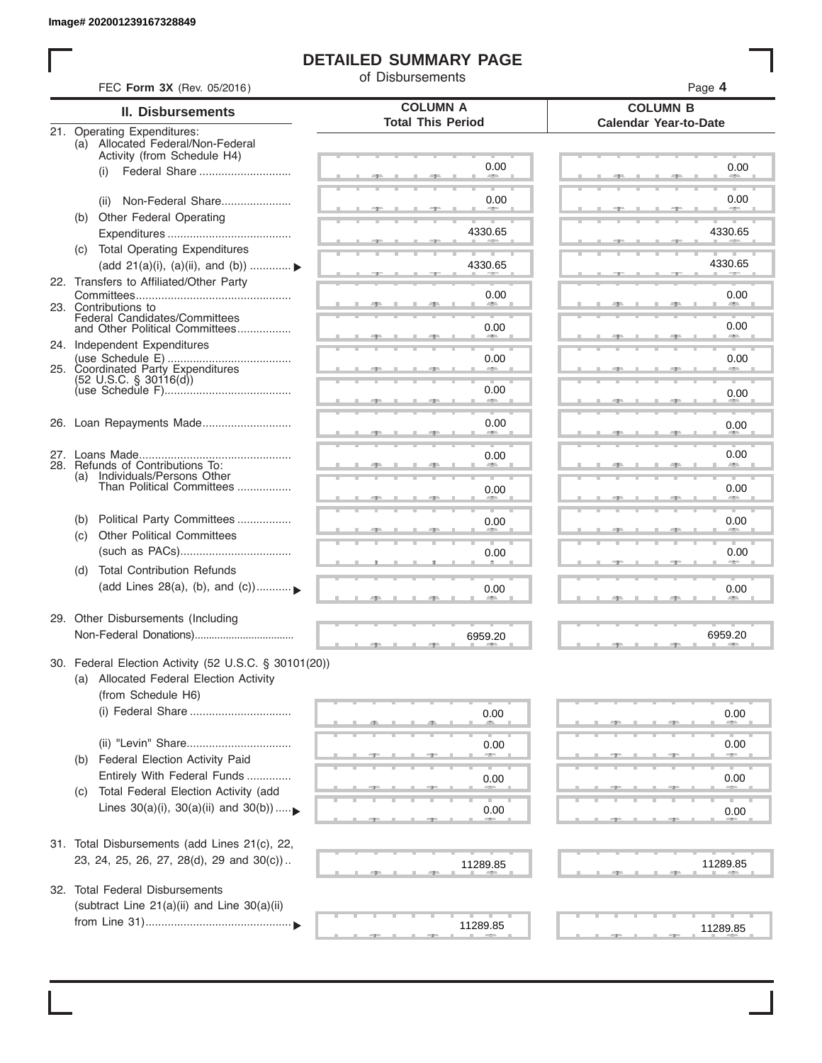Image# 202001239167328849

# DETAILED SUMMARY PAGE

of Disbursements

FEC **Form 3X** (Rev. 05/2016)

| II. Disbursements | COLUMN A Total This Period | COLUMN B Calendar Year-to-Date |
|---|---|---|
| 21. Operating Expenditures: | | |
| (a) Allocated Federal/Non-Federal Activity (from Schedule H4) | | |
| (i) Federal Share | 0.00 | 0.00 |
| (ii) Non-Federal Share | 0.00 | 0.00 |
| (b) Other Federal Operating Expenditures | 4330.65 | 4330.65 |
| (c) Total Operating Expenditures (add 21(a)(i), (a)(ii), and (b)) | 4330.65 | 4330.65 |
| 22. Transfers to Affiliated/Other Party Committees | 0.00 | 0.00 |
| 23. Contributions to Federal Candidates/Committees and Other Political Committees | 0.00 | 0.00 |
| 24. Independent Expenditures (use Schedule E) | 0.00 | 0.00 |
| 25. Coordinated Party Expenditures (52 U.S.C. § 30116(d)) (use Schedule F) | 0.00 | 0.00 |
| 26. Loan Repayments Made | 0.00 | 0.00 |
| 27. Loans Made | 0.00 | 0.00 |
| 28. Refunds of Contributions To: | | |
| (a) Individuals/Persons Other Than Political Committees | 0.00 | 0.00 |
| (b) Political Party Committees | 0.00 | 0.00 |
| (c) Other Political Committees (such as PACs) | 0.00 | 0.00 |
| (d) Total Contribution Refunds (add Lines 28(a), (b), and (c)) | 0.00 | 0.00 |
| 29. Other Disbursements (Including Non-Federal Donations) | 6959.20 | 6959.20 |
| 30. Federal Election Activity (52 U.S.C. § 30101(20)) | | |
| (a) Allocated Federal Election Activity (from Schedule H6) | | |
| (i) Federal Share | 0.00 | 0.00 |
| (ii) "Levin" Share | 0.00 | 0.00 |
| (b) Federal Election Activity Paid Entirely With Federal Funds | 0.00 | 0.00 |
| (c) Total Federal Election Activity (add Lines 30(a)(i), 30(a)(ii) and 30(b)) | 0.00 | 0.00 |
| 31. Total Disbursements (add Lines 21(c), 22, 23, 24, 25, 26, 27, 28(d), 29 and 30(c)) | 11289.85 | 11289.85 |
| 32. Total Federal Disbursements (subtract Line 21(a)(ii) and Line 30(a)(ii) from Line 31) | 11289.85 | 11289.85 |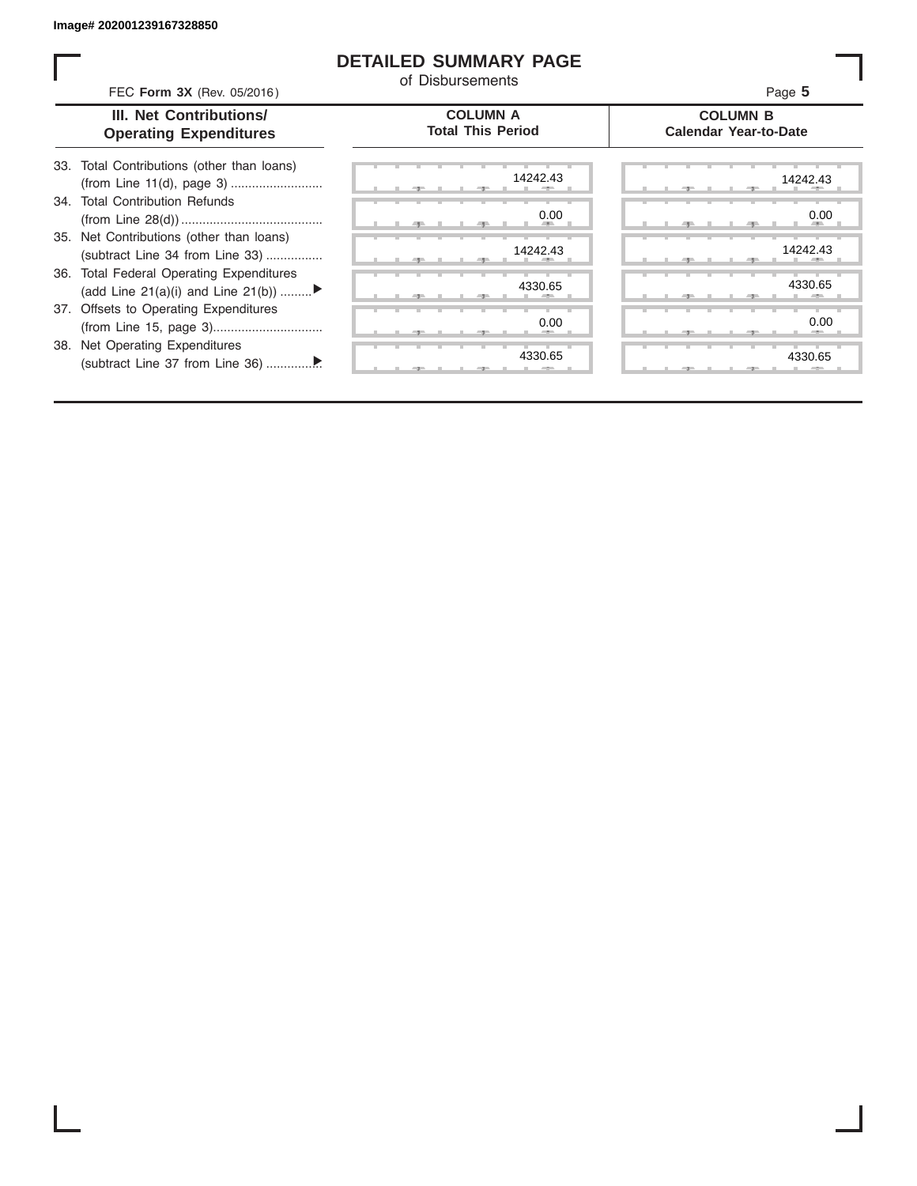Image# 202001239167328850

# DETAILED SUMMARY PAGE

of Disbursements

FEC **Form 3X** (Rev. 05/2016)

| III. Net Contributions/ Operating Expenditures | COLUMN A Total This Period | COLUMN B Calendar Year-to-Date |
|---|---|---|
| 33. Total Contributions (other than loans) (from Line 11(d), page 3) | 14242.43 | 14242.43 |
| 34. Total Contribution Refunds (from Line 28(d)) | 0.00 | 0.00 |
| 35. Net Contributions (other than loans) (subtract Line 34 from Line 33) | 14242.43 | 14242.43 |
| 36. Total Federal Operating Expenditures (add Line 21(a)(i) and Line 21(b)) ▶ | 4330.65 | 4330.65 |
| 37. Offsets to Operating Expenditures (from Line 15, page 3) | 0.00 | 0.00 |
| 38. Net Operating Expenditures (subtract Line 37 from Line 36) ▶ | 4330.65 | 4330.65 |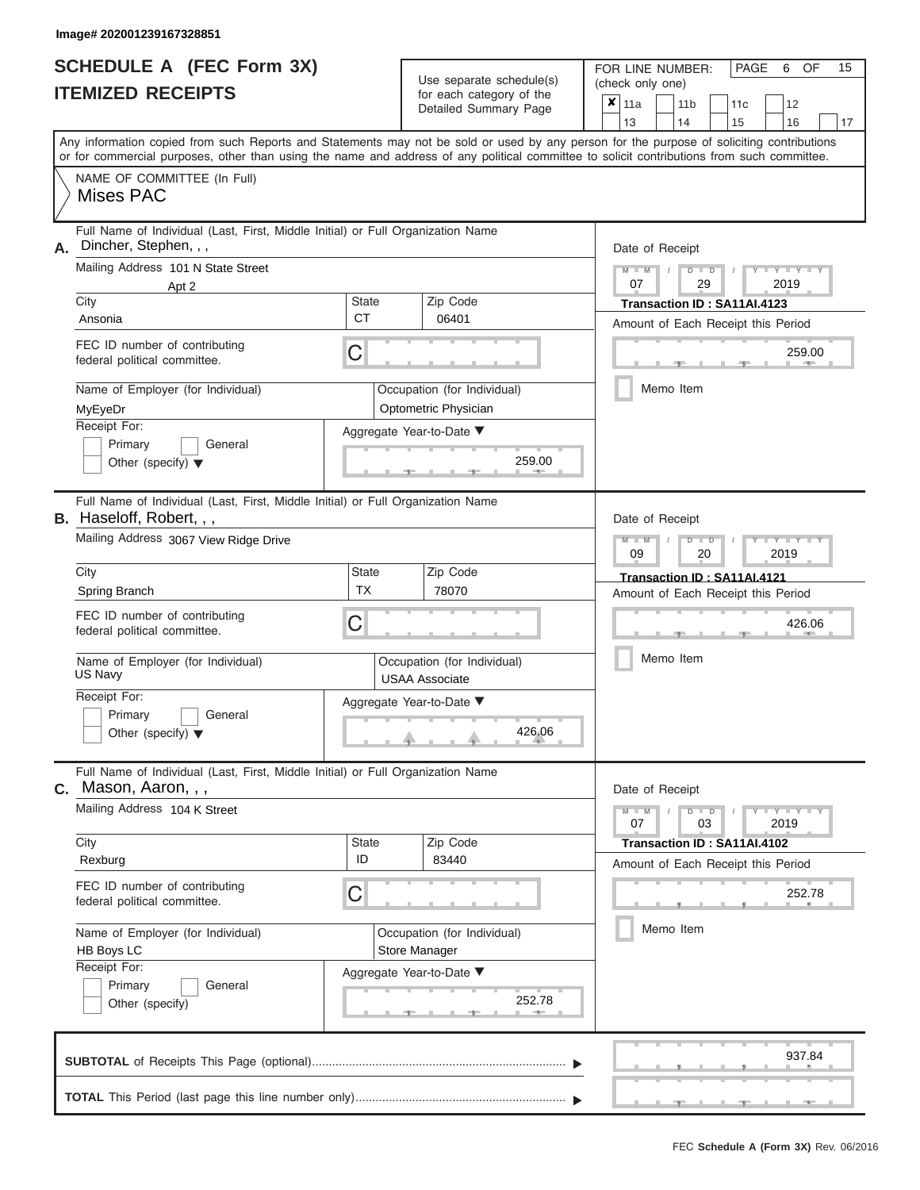Image# 202001239167328851

# SCHEDULE A (FEC Form 3X)
## ITEMIZED RECEIPTS

Use separate schedule(s) for each category of the Detailed Summary Page

FOR LINE NUMBER: (check only one)

- [x] 11a
- [ ] 11b
- [ ] 11c
- [ ] 12
- [ ] 13
- [ ] 14
- [ ] 15
- [ ] 16
- [ ] 17

PAGE 6 OF 15

Any information copied from such Reports and Statements may not be sold or used by any person for the purpose of soliciting contributions or for commercial purposes, other than using the name and address of any political committee to solicit contributions from such committee.

NAME OF COMMITTEE (In Full)
Mises PAC

---

**A.** Full Name of Individual (Last, First, Middle Initial) or Full Organization Name: Dincher, Stephen, , ,

Mailing Address: 101 N State Street, Apt 2

| City | State | Zip Code |
|---|---|---|
| Ansonia | CT | 06401 |

FEC ID number of contributing federal political committee: C

Name of Employer (for Individual): MyEyeDr

Occupation (for Individual): Optometric Physician

Receipt For: Primary / General / Other (specify)

Aggregate Year-to-Date: 259.00

Date of Receipt: 07 / 29 / 2019

Transaction ID : SA11AI.4123

Amount of Each Receipt this Period: 259.00

Memo Item

---

**B.** Full Name of Individual (Last, First, Middle Initial) or Full Organization Name: Haseloff, Robert, , ,

Mailing Address: 3067 View Ridge Drive

| City | State | Zip Code |
|---|---|---|
| Spring Branch | TX | 78070 |

FEC ID number of contributing federal political committee: C

Name of Employer (for Individual): US Navy

Occupation (for Individual): USAA Associate

Receipt For: Primary / General / Other (specify)

Aggregate Year-to-Date: 426.06

Date of Receipt: 09 / 20 / 2019

Transaction ID : SA11AI.4121

Amount of Each Receipt this Period: 426.06

Memo Item

---

**C.** Full Name of Individual (Last, First, Middle Initial) or Full Organization Name: Mason, Aaron, , ,

Mailing Address: 104 K Street

| City | State | Zip Code |
|---|---|---|
| Rexburg | ID | 83440 |

FEC ID number of contributing federal political committee: C

Name of Employer (for Individual): HB Boys LC

Occupation (for Individual): Store Manager

Receipt For: Primary / General / Other (specify)

Aggregate Year-to-Date: 252.78

Date of Receipt: 07 / 03 / 2019

Transaction ID : SA11AI.4102

Amount of Each Receipt this Period: 252.78

Memo Item

---

**SUBTOTAL** of Receipts This Page (optional): 937.84

**TOTAL** This Period (last page this line number only):

FEC Schedule A (Form 3X) Rev. 06/2016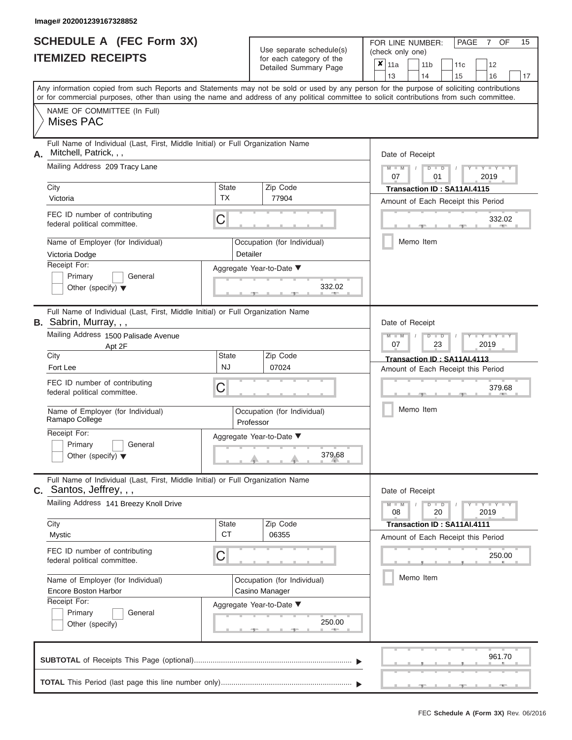Image# 202001239167328852

# SCHEDULE A (FEC Form 3X)
## ITEMIZED RECEIPTS

Use separate schedule(s) for each category of the Detailed Summary Page

FOR LINE NUMBER: (check only one)

- [x] 11a
- [ ] 11b
- [ ] 11c
- [ ] 12
- [ ] 13
- [ ] 14
- [ ] 15
- [ ] 16
- [ ] 17

Any information copied from such Reports and Statements may not be sold or used by any person for the purpose of soliciting contributions or for commercial purposes, other than using the name and address of any political committee to solicit contributions from such committee.

NAME OF COMMITTEE (In Full)
Mises PAC

---

**A.** Full Name of Individual (Last, First, Middle Initial) or Full Organization Name: Mitchell, Patrick, , ,

Mailing Address: 209 Tracy Lane

| City | State | Zip Code |
|---|---|---|
| Victoria | TX | 77904 |

FEC ID number of contributing federal political committee: C

Name of Employer (for Individual): Victoria Dodge

Occupation (for Individual): Detailer

Receipt For: Primary / General / Other (specify)

Aggregate Year-to-Date: 332.02

Date of Receipt: 07 / 01 / 2019

Transaction ID : SA11AI.4115

Amount of Each Receipt this Period: 332.02

Memo Item

---

**B.** Full Name of Individual (Last, First, Middle Initial) or Full Organization Name: Sabrin, Murray, , ,

Mailing Address: 1500 Palisade Avenue Apt 2F

| City | State | Zip Code |
|---|---|---|
| Fort Lee | NJ | 07024 |

FEC ID number of contributing federal political committee: C

Name of Employer (for Individual): Ramapo College

Occupation (for Individual): Professor

Receipt For: Primary / General / Other (specify)

Aggregate Year-to-Date: 379.68

Date of Receipt: 07 / 23 / 2019

Transaction ID : SA11AI.4113

Amount of Each Receipt this Period: 379.68

Memo Item

---

**C.** Full Name of Individual (Last, First, Middle Initial) or Full Organization Name: Santos, Jeffrey, , ,

Mailing Address: 141 Breezy Knoll Drive

| City | State | Zip Code |
|---|---|---|
| Mystic | CT | 06355 |

FEC ID number of contributing federal political committee: C

Name of Employer (for Individual): Encore Boston Harbor

Occupation (for Individual): Casino Manager

Receipt For: Primary / General / Other (specify)

Aggregate Year-to-Date: 250.00

Date of Receipt: 08 / 20 / 2019

Transaction ID : SA11AI.4111

Amount of Each Receipt this Period: 250.00

Memo Item

---

**SUBTOTAL** of Receipts This Page (optional): 961.70

**TOTAL** This Period (last page this line number only):

FEC **Schedule A (Form 3X)** Rev. 06/2016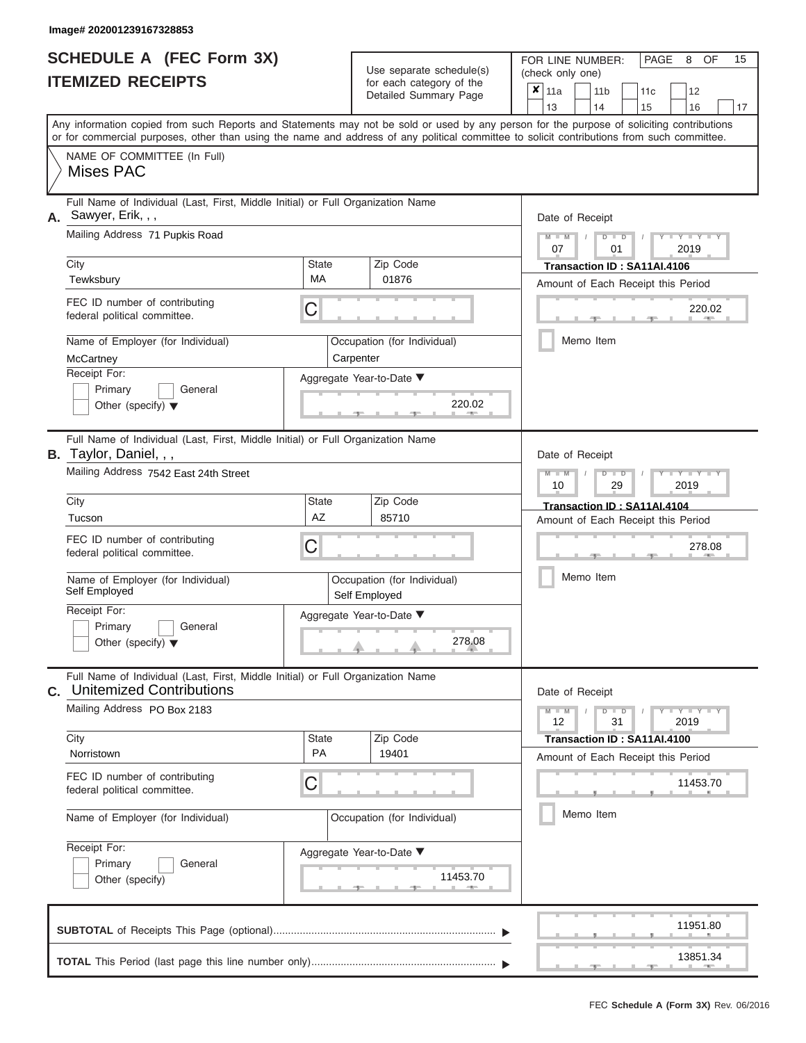Image# 202001239167328853

# SCHEDULE A (FEC Form 3X)
## ITEMIZED RECEIPTS

Use separate schedule(s) for each category of the Detailed Summary Page

FOR LINE NUMBER: (check only one)

- [x] 11a
- [ ] 11b
- [ ] 11c
- [ ] 12
- [ ] 13
- [ ] 14
- [ ] 15
- [ ] 16
- [ ] 17

PAGE 8 OF 15

Any information copied from such Reports and Statements may not be sold or used by any person for the purpose of soliciting contributions or for commercial purposes, other than using the name and address of any political committee to solicit contributions from such committee.

NAME OF COMMITTEE (In Full)
Mises PAC

---

**A.** Full Name of Individual (Last, First, Middle Initial) or Full Organization Name: Sawyer, Erik, , ,

Mailing Address: 71 Pupkis Road

City: Tewksbury | State: MA | Zip Code: 01876

FEC ID number of contributing federal political committee: C

Name of Employer (for Individual): McCartney

Occupation (for Individual): Carpenter

Receipt For: Primary / General / Other (specify)

Aggregate Year-to-Date: 220.02

Date of Receipt: 07 / 01 / 2019

Transaction ID : SA11AI.4106

Amount of Each Receipt this Period: 220.02

Memo Item

---

**B.** Full Name of Individual (Last, First, Middle Initial) or Full Organization Name: Taylor, Daniel, , ,

Mailing Address: 7542 East 24th Street

City: Tucson | State: AZ | Zip Code: 85710

FEC ID number of contributing federal political committee: C

Name of Employer (for Individual): Self Employed

Occupation (for Individual): Self Employed

Receipt For: Primary / General / Other (specify)

Aggregate Year-to-Date: 278.08

Date of Receipt: 10 / 29 / 2019

Transaction ID : SA11AI.4104

Amount of Each Receipt this Period: 278.08

Memo Item

---

**C.** Full Name of Individual (Last, First, Middle Initial) or Full Organization Name: Unitemized Contributions

Mailing Address: PO Box 2183

City: Norristown | State: PA | Zip Code: 19401

FEC ID number of contributing federal political committee: C

Name of Employer (for Individual):

Occupation (for Individual):

Receipt For: Primary / General / Other (specify)

Aggregate Year-to-Date: 11453.70

Date of Receipt: 12 / 31 / 2019

Transaction ID : SA11AI.4100

Amount of Each Receipt this Period: 11453.70

Memo Item

---

**SUBTOTAL** of Receipts This Page (optional): 11951.80

**TOTAL** This Period (last page this line number only): 13851.34

FEC Schedule A (Form 3X) Rev. 06/2016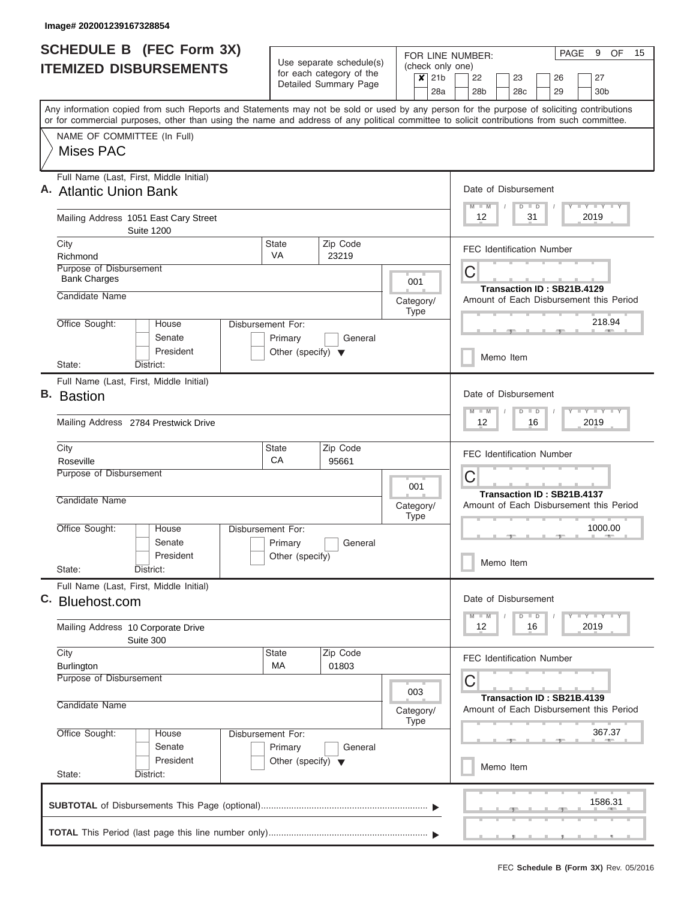Image# 202001239167328854

# SCHEDULE B (FEC Form 3X)
## ITEMIZED DISBURSEMENTS

Use separate schedule(s) for each category of the Detailed Summary Page

FOR LINE NUMBER: (check only one)

- [x] 21b
- [ ] 22
- [ ] 23
- [ ] 26
- [ ] 27
- [ ] 28a
- [ ] 28b
- [ ] 28c
- [ ] 29
- [ ] 30b

PAGE 9 OF 15

Any information copied from such Reports and Statements may not be sold or used by any person for the purpose of soliciting contributions or for commercial purposes, other than using the name and address of any political committee to solicit contributions from such committee.

NAME OF COMMITTEE (In Full)
Mises PAC

---

**A.** Full Name (Last, First, Middle Initial)
Atlantic Union Bank

Mailing Address 1051 East Cary Street
Suite 1200

| City | State | Zip Code |
|---|---|---|
| Richmond | VA | 23219 |

Purpose of Disbursement: Bank Charges

Category/Type: 001

Candidate Name:

Office Sought: House / Senate / President

Disbursement For: Primary / General / Other (specify)

State: District:

Date of Disbursement: 12 / 31 / 2019

FEC Identification Number: C

Transaction ID : SB21B.4129

Amount of Each Disbursement this Period: 218.94

Memo Item

---

**B.** Full Name (Last, First, Middle Initial)
Bastion

Mailing Address 2784 Prestwick Drive

| City | State | Zip Code |
|---|---|---|
| Roseville | CA | 95661 |

Purpose of Disbursement:

Category/Type: 001

Candidate Name:

Office Sought: House / Senate / President

Disbursement For: Primary / General / Other (specify)

State: District:

Date of Disbursement: 12 / 16 / 2019

FEC Identification Number: C

Transaction ID : SB21B.4137

Amount of Each Disbursement this Period: 1000.00

Memo Item

---

**C.** Full Name (Last, First, Middle Initial)
Bluehost.com

Mailing Address 10 Corporate Drive
Suite 300

| City | State | Zip Code |
|---|---|---|
| Burlington | MA | 01803 |

Purpose of Disbursement:

Category/Type: 003

Candidate Name:

Office Sought: House / Senate / President

Disbursement For: Primary / General / Other (specify)

State: District:

Date of Disbursement: 12 / 16 / 2019

FEC Identification Number: C

Transaction ID : SB21B.4139

Amount of Each Disbursement this Period: 367.37

Memo Item

---

**SUBTOTAL** of Disbursements This Page (optional) ▶ 1586.31

**TOTAL** This Period (last page this line number only) ▶

FEC **Schedule B (Form 3X)** Rev. 05/2016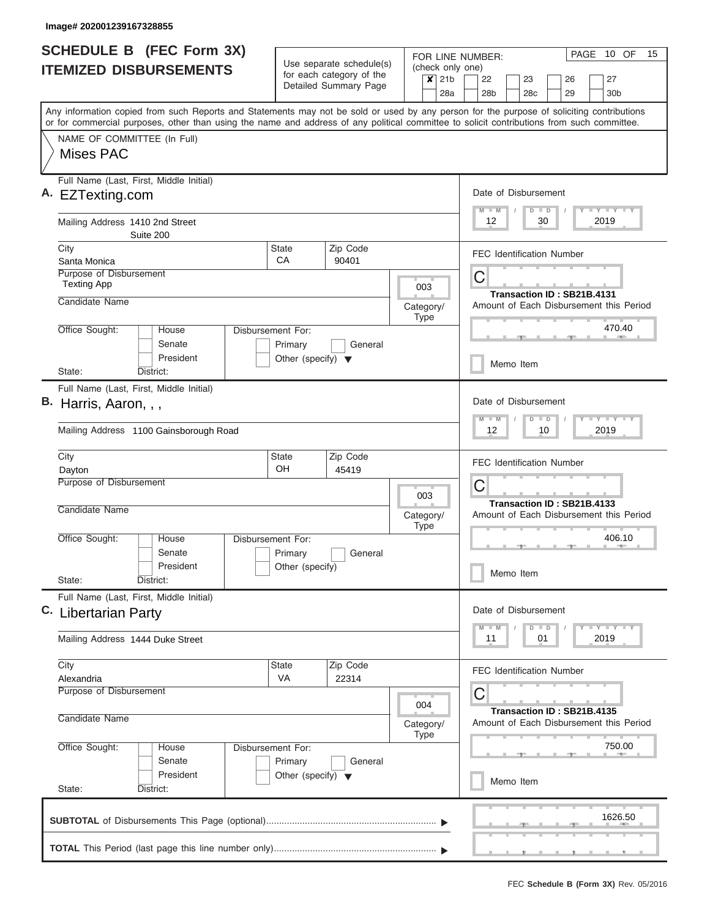Image# 202001239167328855

# SCHEDULE B (FEC Form 3X)
## ITEMIZED DISBURSEMENTS

Use separate schedule(s) for each category of the Detailed Summary Page

FOR LINE NUMBER: (check only one)
- [x] 21b
- [ ] 22
- [ ] 23
- [ ] 26
- [ ] 27
- [ ] 28a
- [ ] 28b
- [ ] 28c
- [ ] 29
- [ ] 30b

PAGE 10 OF 15

Any information copied from such Reports and Statements may not be sold or used by any person for the purpose of soliciting contributions or for commercial purposes, other than using the name and address of any political committee to solicit contributions from such committee.

NAME OF COMMITTEE (In Full)
Mises PAC

---

**A.** Full Name (Last, First, Middle Initial): EZTexting.com

Mailing Address: 1410 2nd Street, Suite 200

City: Santa Monica | State: CA | Zip Code: 90401

Purpose of Disbursement: Texting App

Category/Type: 003

Candidate Name:

Office Sought: House / Senate / President — State: District:

Disbursement For: Primary / General / Other (specify)

Date of Disbursement: 12 / 30 / 2019

FEC Identification Number: C

Transaction ID : SB21B.4131

Amount of Each Disbursement this Period: 470.40

Memo Item

---

**B.** Full Name (Last, First, Middle Initial): Harris, Aaron, , ,

Mailing Address: 1100 Gainsborough Road

City: Dayton | State: OH | Zip Code: 45419

Purpose of Disbursement:

Category/Type: 003

Candidate Name:

Office Sought: House / Senate / President — State: District:

Disbursement For: Primary / General / Other (specify)

Date of Disbursement: 12 / 10 / 2019

FEC Identification Number: C

Transaction ID : SB21B.4133

Amount of Each Disbursement this Period: 406.10

Memo Item

---

**C.** Full Name (Last, First, Middle Initial): Libertarian Party

Mailing Address: 1444 Duke Street

City: Alexandria | State: VA | Zip Code: 22314

Purpose of Disbursement:

Category/Type: 004

Candidate Name:

Office Sought: House / Senate / President — State: District:

Disbursement For: Primary / General / Other (specify)

Date of Disbursement: 11 / 01 / 2019

FEC Identification Number: C

Transaction ID : SB21B.4135

Amount of Each Disbursement this Period: 750.00

Memo Item

---

**SUBTOTAL** of Disbursements This Page (optional): 1626.50

**TOTAL** This Period (last page this line number only):

FEC **Schedule B (Form 3X)** Rev. 05/2016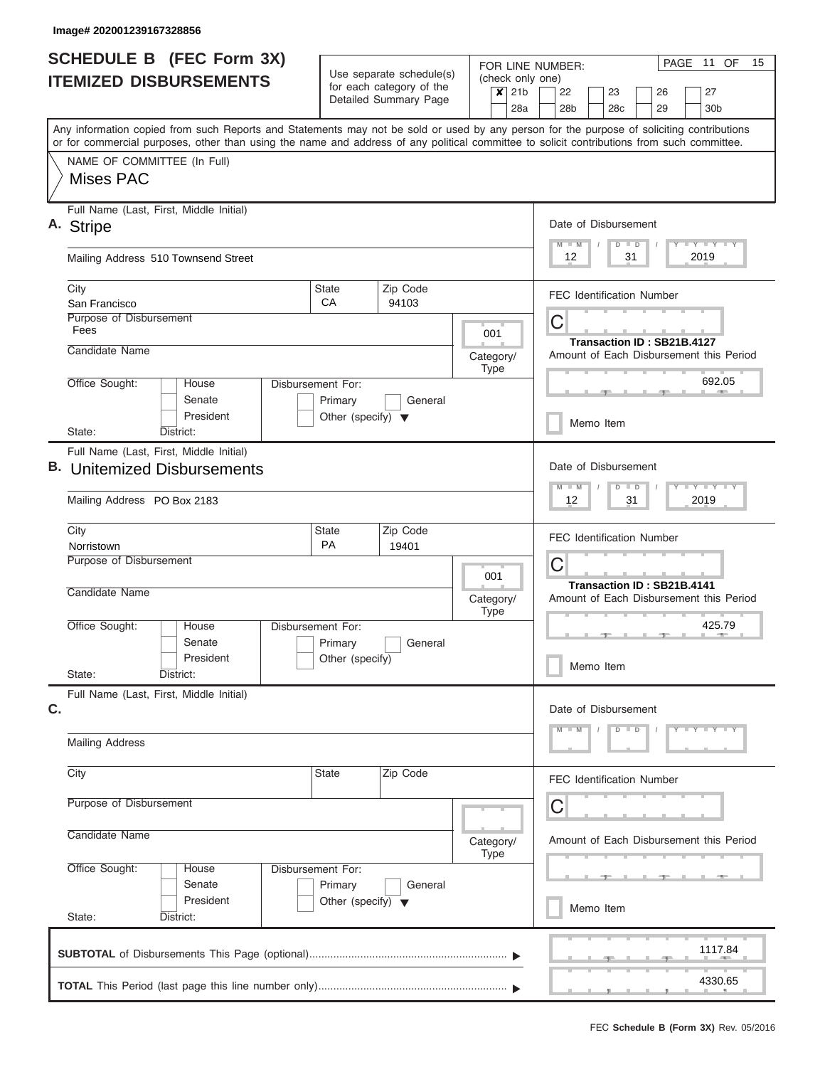Image# 202001239167328856

# SCHEDULE B (FEC Form 3X)
## ITEMIZED DISBURSEMENTS

Use separate schedule(s) for each category of the Detailed Summary Page

FOR LINE NUMBER: (check only one)

- [x] 21b
- [ ] 22
- [ ] 23
- [ ] 26
- [ ] 27
- [ ] 28a
- [ ] 28b
- [ ] 28c
- [ ] 29
- [ ] 30b

PAGE 11 OF 15

Any information copied from such Reports and Statements may not be sold or used by any person for the purpose of soliciting contributions or for commercial purposes, other than using the name and address of any political committee to solicit contributions from such committee.

NAME OF COMMITTEE (In Full)

Mises PAC

---

**A.** Full Name (Last, First, Middle Initial): Stripe

Mailing Address: 510 Townsend Street

City: San Francisco | State: CA | Zip Code: 94103

Purpose of Disbursement: Fees

Category/Type: 001

Candidate Name:

Office Sought: House / Senate / President

Disbursement For: Primary / General / Other (specify)

State: District:

Date of Disbursement: 12 / 31 / 2019

FEC Identification Number: C

Transaction ID : SB21B.4127

Amount of Each Disbursement this Period: 692.05

Memo Item

---

**B.** Full Name (Last, First, Middle Initial): Unitemized Disbursements

Mailing Address: PO Box 2183

City: Norristown | State: PA | Zip Code: 19401

Purpose of Disbursement:

Category/Type: 001

Candidate Name:

Office Sought: House / Senate / President

Disbursement For: Primary / General / Other (specify)

State: District:

Date of Disbursement: 12 / 31 / 2019

FEC Identification Number: C

Transaction ID : SB21B.4141

Amount of Each Disbursement this Period: 425.79

Memo Item

---

**C.** Full Name (Last, First, Middle Initial):

Mailing Address

City | State | Zip Code

Purpose of Disbursement

Category/Type

Candidate Name

Office Sought: House / Senate / President

Disbursement For: Primary / General / Other (specify)

State: District:

Date of Disbursement: M M / D D / Y Y Y Y

FEC Identification Number: C

Amount of Each Disbursement this Period

Memo Item

---

**SUBTOTAL** of Disbursements This Page (optional): 1117.84

**TOTAL** This Period (last page this line number only): 4330.65

FEC **Schedule B (Form 3X)** Rev. 05/2016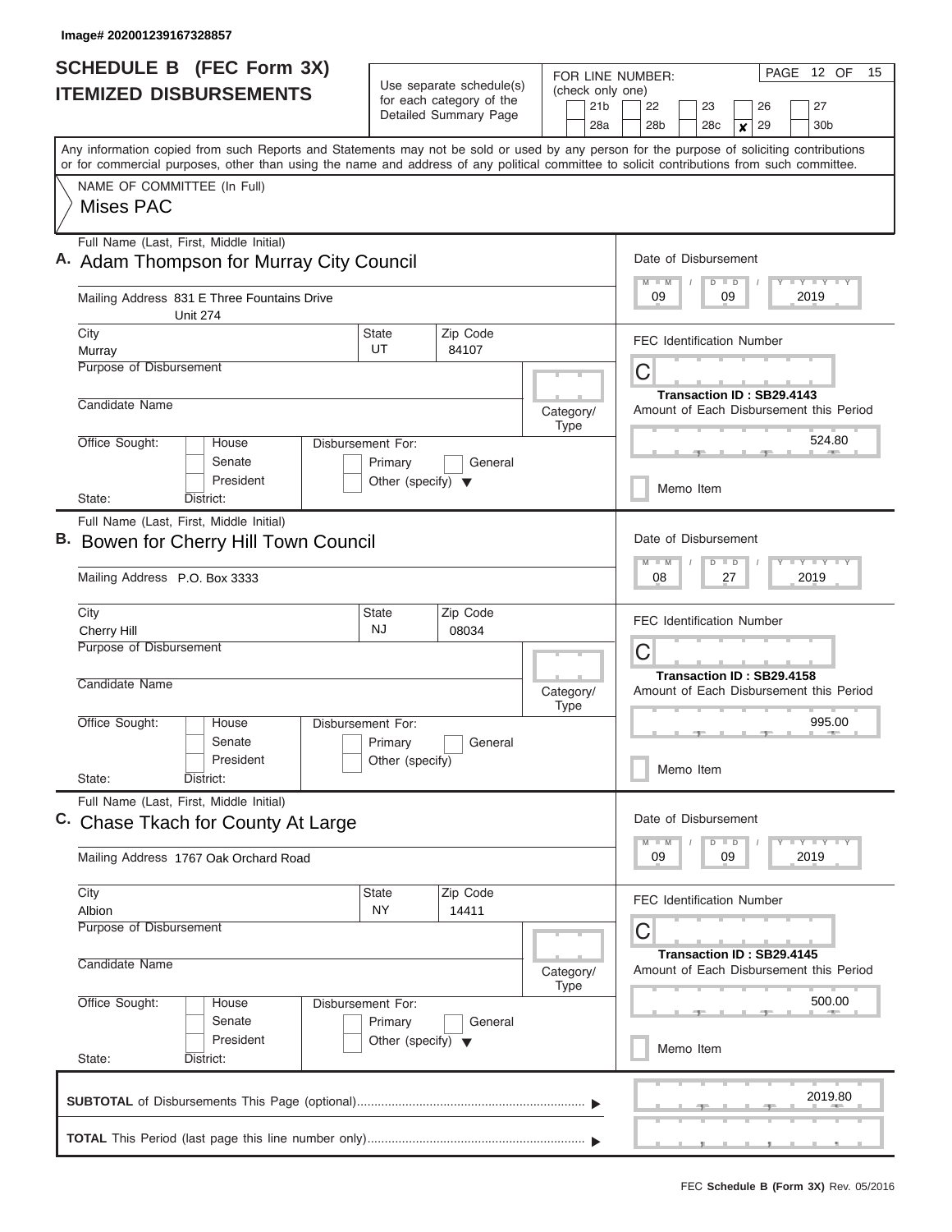Image# 202001239167328857

# SCHEDULE B (FEC Form 3X)
## ITEMIZED DISBURSEMENTS

Use separate schedule(s) for each category of the Detailed Summary Page

FOR LINE NUMBER: (check only one)

21b | 22 | 23 | 26 | 27 | 28a | 28b | 28c | **x** 29 | 30b

PAGE 12 OF 15

Any information copied from such Reports and Statements may not be sold or used by any person for the purpose of soliciting contributions or for commercial purposes, other than using the name and address of any political committee to solicit contributions from such committee.

NAME OF COMMITTEE (In Full)

Mises PAC

---

**A.** Full Name (Last, First, Middle Initial): Adam Thompson for Murray City Council

Mailing Address: 831 E Three Fountains Drive, Unit 274

City: Murray | State: UT | Zip Code: 84107

Purpose of Disbursement:

Candidate Name:

Category/Type:

Office Sought: House / Senate / President

State: District:

Disbursement For: Primary / General / Other (specify)

Date of Disbursement: 09 / 09 / 2019

FEC Identification Number: C

Transaction ID : SB29.4143

Amount of Each Disbursement this Period: 524.80

Memo Item

---

**B.** Full Name (Last, First, Middle Initial): Bowen for Cherry Hill Town Council

Mailing Address: P.O. Box 3333

City: Cherry Hill | State: NJ | Zip Code: 08034

Purpose of Disbursement:

Candidate Name:

Category/Type:

Office Sought: House / Senate / President

State: District:

Disbursement For: Primary / General / Other (specify)

Date of Disbursement: 08 / 27 / 2019

FEC Identification Number: C

Transaction ID : SB29.4158

Amount of Each Disbursement this Period: 995.00

Memo Item

---

**C.** Full Name (Last, First, Middle Initial): Chase Tkach for County At Large

Mailing Address: 1767 Oak Orchard Road

City: Albion | State: NY | Zip Code: 14411

Purpose of Disbursement:

Candidate Name:

Category/Type:

Office Sought: House / Senate / President

State: District:

Disbursement For: Primary / General / Other (specify)

Date of Disbursement: 09 / 09 / 2019

FEC Identification Number: C

Transaction ID : SB29.4145

Amount of Each Disbursement this Period: 500.00

Memo Item

---

**SUBTOTAL** of Disbursements This Page (optional): 2019.80

**TOTAL** This Period (last page this line number only):

FEC **Schedule B (Form 3X)** Rev. 05/2016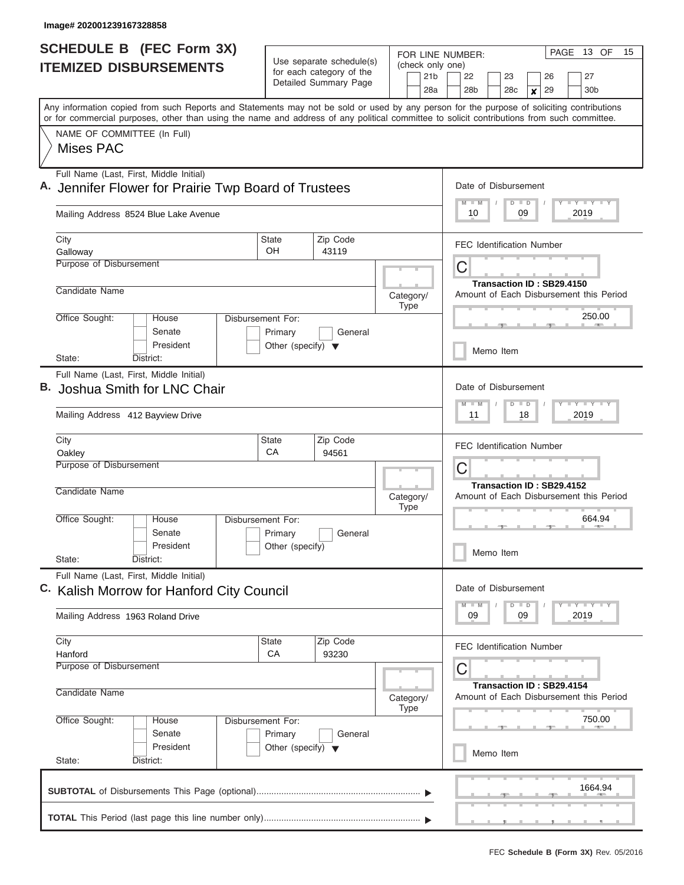Image# 202001239167328858

# SCHEDULE B (FEC Form 3X)
## ITEMIZED DISBURSEMENTS

Use separate schedule(s) for each category of the Detailed Summary Page

FOR LINE NUMBER: (check only one)

21b | 22 | 23 | 26 | 27
28a | 28b | 28c | **X** 29 | 30b

Any information copied from such Reports and Statements may not be sold or used by any person for the purpose of soliciting contributions or for commercial purposes, other than using the name and address of any political committee to solicit contributions from such committee.

NAME OF COMMITTEE (In Full)

Mises PAC

---

**A.** Full Name (Last, First, Middle Initial)
Jennifer Flower for Prairie Twp Board of Trustees

Mailing Address 8524 Blue Lake Avenue

City: Galloway | State: OH | Zip Code: 43119

Purpose of Disbursement:

Candidate Name:

Category/Type:

Office Sought: House / Senate / President
State: District:

Disbursement For: Primary / General / Other (specify)

Date of Disbursement: 10 / 09 / 2019

FEC Identification Number: C

Transaction ID : SB29.4150

Amount of Each Disbursement this Period: 250.00

Memo Item

---

**B.** Full Name (Last, First, Middle Initial)
Joshua Smith for LNC Chair

Mailing Address 412 Bayview Drive

City: Oakley | State: CA | Zip Code: 94561

Purpose of Disbursement:

Candidate Name:

Category/Type:

Office Sought: House / Senate / President
State: District:

Disbursement For: Primary / General / Other (specify)

Date of Disbursement: 11 / 18 / 2019

FEC Identification Number: C

Transaction ID : SB29.4152

Amount of Each Disbursement this Period: 664.94

Memo Item

---

**C.** Full Name (Last, First, Middle Initial)
Kalish Morrow for Hanford City Council

Mailing Address 1963 Roland Drive

City: Hanford | State: CA | Zip Code: 93230

Purpose of Disbursement:

Candidate Name:

Category/Type:

Office Sought: House / Senate / President
State: District:

Disbursement For: Primary / General / Other (specify)

Date of Disbursement: 09 / 09 / 2019

FEC Identification Number: C

Transaction ID : SB29.4154

Amount of Each Disbursement this Period: 750.00

Memo Item

---

**SUBTOTAL** of Disbursements This Page (optional) ▶ 1664.94

**TOTAL** This Period (last page this line number only) ▶

FEC **Schedule B (Form 3X)** Rev. 05/2016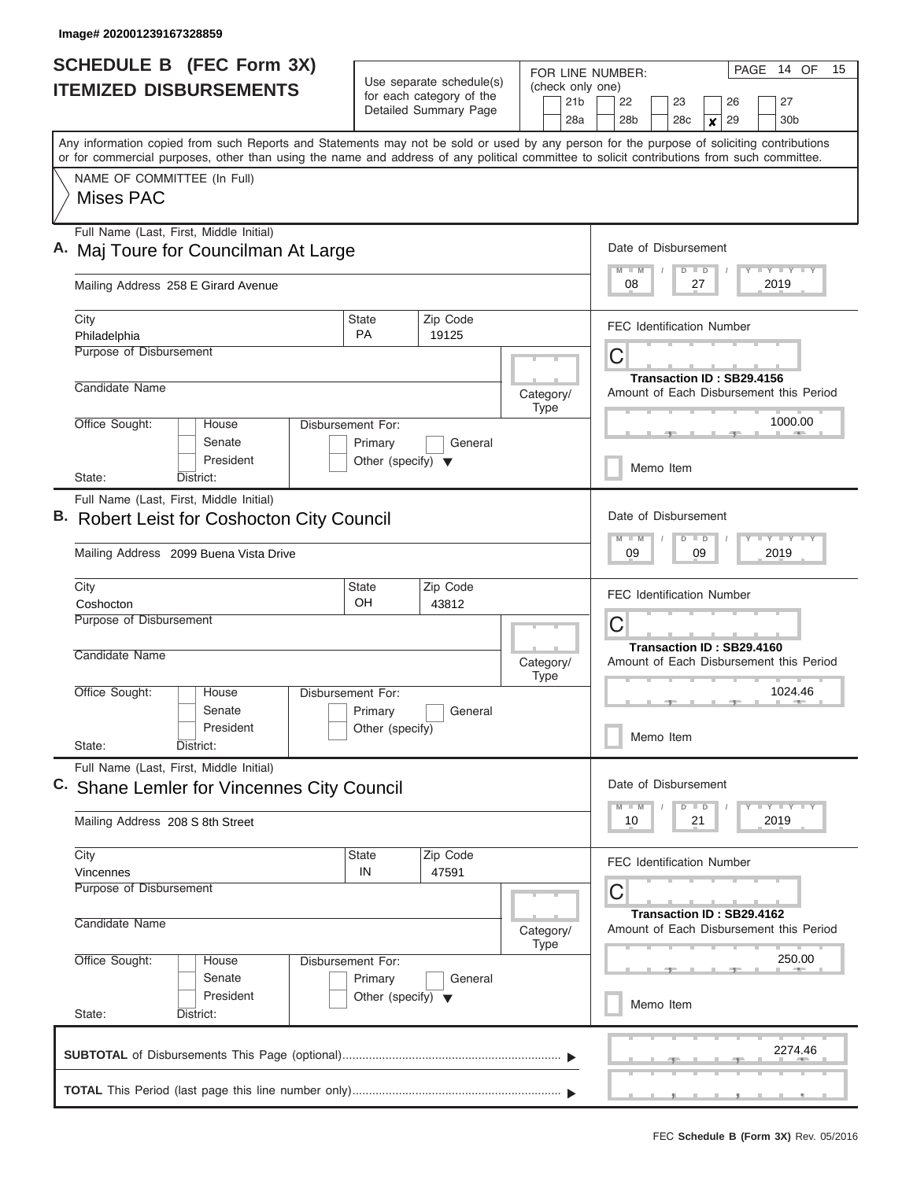Image# 202001239167328859

# SCHEDULE B (FEC Form 3X)
## ITEMIZED DISBURSEMENTS

Use separate schedule(s) for each category of the Detailed Summary Page

FOR LINE NUMBER: (check only one)

21b | 22 | 23 | 26 | 27 | 28a | 28b | 28c | ✘ 29 | 30b

PAGE 14 OF 15

Any information copied from such Reports and Statements may not be sold or used by any person for the purpose of soliciting contributions or for commercial purposes, other than using the name and address of any political committee to solicit contributions from such committee.

NAME OF COMMITTEE (In Full)
Mises PAC

---

**A.** Full Name (Last, First, Middle Initial): Maj Toure for Councilman At Large

Mailing Address: 258 E Girard Avenue

City: Philadelphia | State: PA | Zip Code: 19125

Purpose of Disbursement:

Candidate Name:

Category/Type:

Office Sought: House / Senate / President

State: District:

Disbursement For: Primary / General / Other (specify)

Date of Disbursement: 08 / 27 / 2019

FEC Identification Number: C

Transaction ID : SB29.4156

Amount of Each Disbursement this Period: 1000.00

Memo Item

---

**B.** Full Name (Last, First, Middle Initial): Robert Leist for Coshocton City Council

Mailing Address: 2099 Buena Vista Drive

City: Coshocton | State: OH | Zip Code: 43812

Purpose of Disbursement:

Candidate Name:

Category/Type:

Office Sought: House / Senate / President

State: District:

Disbursement For: Primary / General / Other (specify)

Date of Disbursement: 09 / 09 / 2019

FEC Identification Number: C

Transaction ID : SB29.4160

Amount of Each Disbursement this Period: 1024.46

Memo Item

---

**C.** Full Name (Last, First, Middle Initial): Shane Lemler for Vincennes City Council

Mailing Address: 208 S 8th Street

City: Vincennes | State: IN | Zip Code: 47591

Purpose of Disbursement:

Candidate Name:

Category/Type:

Office Sought: House / Senate / President

State: District:

Disbursement For: Primary / General / Other (specify)

Date of Disbursement: 10 / 21 / 2019

FEC Identification Number: C

Transaction ID : SB29.4162

Amount of Each Disbursement this Period: 250.00

Memo Item

---

**SUBTOTAL** of Disbursements This Page (optional): 2274.46

**TOTAL** This Period (last page this line number only):

FEC Schedule B (Form 3X) Rev. 05/2016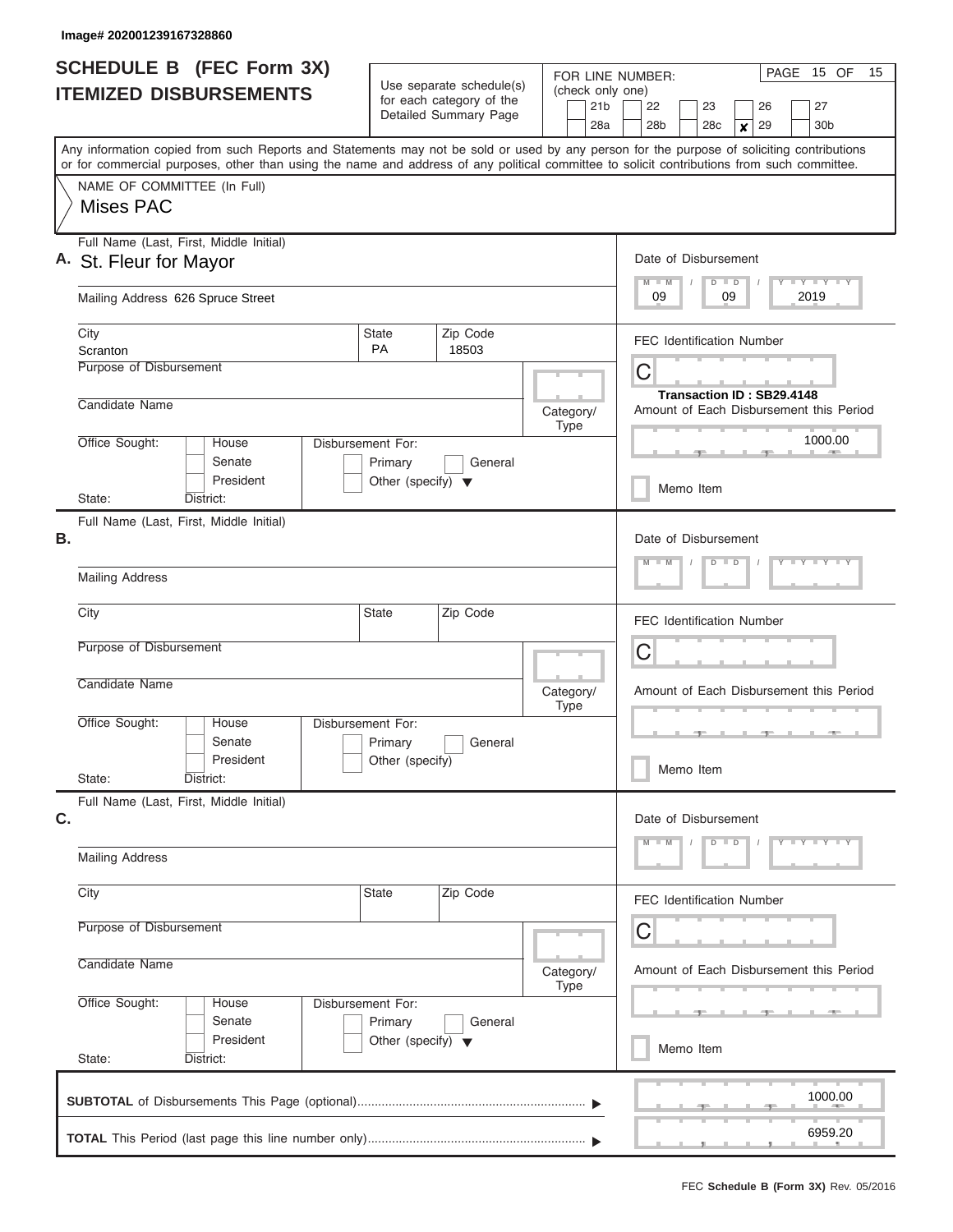Image# 202001239167328860

# SCHEDULE B (FEC Form 3X)
# ITEMIZED DISBURSEMENTS

Use separate schedule(s) for each category of the Detailed Summary Page

FOR LINE NUMBER: (check only one)

21b | 22 | 23 | 26 | 27
28a | 28b | 28c | ✘ 29 | 30b

Any information copied from such Reports and Statements may not be sold or used by any person for the purpose of soliciting contributions or for commercial purposes, other than using the name and address of any political committee to solicit contributions from such committee.

NAME OF COMMITTEE (In Full)

Mises PAC

**A.** Full Name (Last, First, Middle Initial): St. Fleur for Mayor

Mailing Address: 626 Spruce Street

City: Scranton | State: PA | Zip Code: 18503

Purpose of Disbursement:

Candidate Name:

Category/Type:

Office Sought: House / Senate / President

State: District:

Disbursement For: Primary / General / Other (specify)

Date of Disbursement: 09 / 09 / 2019

FEC Identification Number: C

Transaction ID : SB29.4148

Amount of Each Disbursement this Period: 1000.00

Memo Item

**B.** Full Name (Last, First, Middle Initial):

Mailing Address:

City: | State: | Zip Code:

Purpose of Disbursement:

Candidate Name:

Category/Type:

Office Sought: House / Senate / President

State: District:

Disbursement For: Primary / General / Other (specify)

Date of Disbursement:

FEC Identification Number: C

Amount of Each Disbursement this Period:

Memo Item

**C.** Full Name (Last, First, Middle Initial):

Mailing Address:

City: | State: | Zip Code:

Purpose of Disbursement:

Candidate Name:

Category/Type:

Office Sought: House / Senate / President

State: District:

Disbursement For: Primary / General / Other (specify)

Date of Disbursement:

FEC Identification Number: C

Amount of Each Disbursement this Period:

Memo Item

**SUBTOTAL** of Disbursements This Page (optional) ▶ 1000.00

**TOTAL** This Period (last page this line number only) ▶ 6959.20

FEC **Schedule B (Form 3X)** Rev. 05/2016